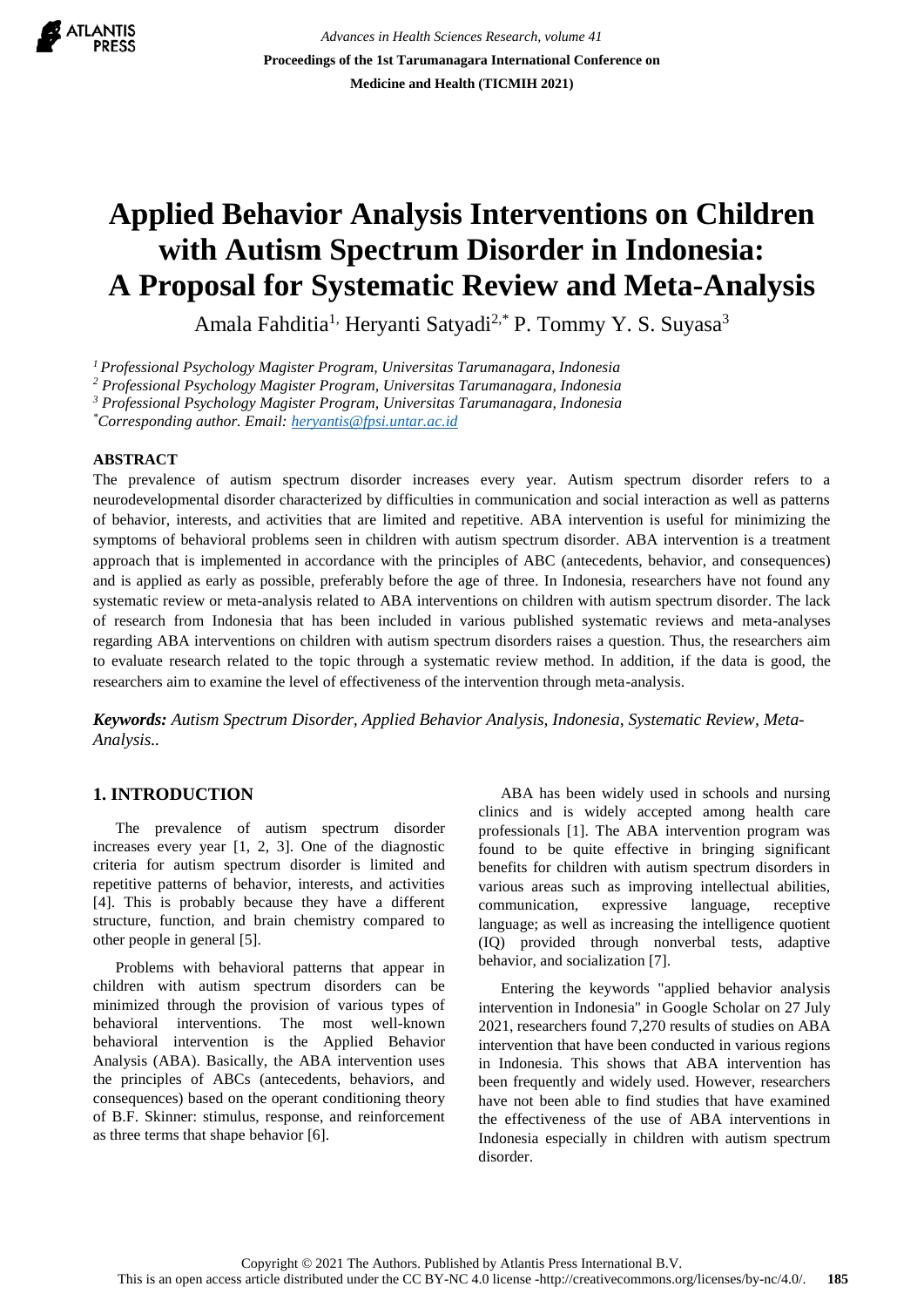# Applied Behavior Analysis Interventions on Children with Autism Spectrum Disorder in Indonesia: A Proposal for Systematic Review and Meta-Analysis

Amala Fahditia[1], Heryanti Satyadi[2,*] P. Tommy Y. S. Suyasa[3]

[1] *Professional Psychology Magister Program, Universitas Tarumanagara, Indonesia*
[2] *Professional Psychology Magister Program, Universitas Tarumanagara, Indonesia*
[3] *Professional Psychology Magister Program, Universitas Tarumanagara, Indonesia*
[*] *Corresponding author. Email: heryantis@fpsi.untar.ac.id*

## ABSTRACT

The prevalence of autism spectrum disorder increases every year. Autism spectrum disorder refers to a neurodevelopmental disorder characterized by difficulties in communication and social interaction as well as patterns of behavior, interests, and activities that are limited and repetitive. ABA intervention is useful for minimizing the symptoms of behavioral problems seen in children with autism spectrum disorder. ABA intervention is a treatment approach that is implemented in accordance with the principles of ABC (antecedents, behavior, and consequences) and is applied as early as possible, preferably before the age of three. In Indonesia, researchers have not found any systematic review or meta-analysis related to ABA interventions on children with autism spectrum disorder. The lack of research from Indonesia that has been included in various published systematic reviews and meta-analyses regarding ABA interventions on children with autism spectrum disorders raises a question. Thus, the researchers aim to evaluate research related to the topic through a systematic review method. In addition, if the data is good, the researchers aim to examine the level of effectiveness of the intervention through meta-analysis.

***Keywords:*** *Autism Spectrum Disorder, Applied Behavior Analysis, Indonesia, Systematic Review, Meta-Analysis..*

## 1. INTRODUCTION

The prevalence of autism spectrum disorder increases every year [1, 2, 3]. One of the diagnostic criteria for autism spectrum disorder is limited and repetitive patterns of behavior, interests, and activities [4]. This is probably because they have a different structure, function, and brain chemistry compared to other people in general [5].

Problems with behavioral patterns that appear in children with autism spectrum disorders can be minimized through the provision of various types of behavioral interventions. The most well-known behavioral intervention is the Applied Behavior Analysis (ABA). Basically, the ABA intervention uses the principles of ABCs (antecedents, behaviors, and consequences) based on the operant conditioning theory of B.F. Skinner: stimulus, response, and reinforcement as three terms that shape behavior [6].

ABA has been widely used in schools and nursing clinics and is widely accepted among health care professionals [1]. The ABA intervention program was found to be quite effective in bringing significant benefits for children with autism spectrum disorders in various areas such as improving intellectual abilities, communication, expressive language, receptive language; as well as increasing the intelligence quotient (IQ) provided through nonverbal tests, adaptive behavior, and socialization [7].

Entering the keywords "applied behavior analysis intervention in Indonesia" in Google Scholar on 27 July 2021, researchers found 7,270 results of studies on ABA intervention that have been conducted in various regions in Indonesia. This shows that ABA intervention has been frequently and widely used. However, researchers have not been able to find studies that have examined the effectiveness of the use of ABA interventions in Indonesia especially in children with autism spectrum disorder.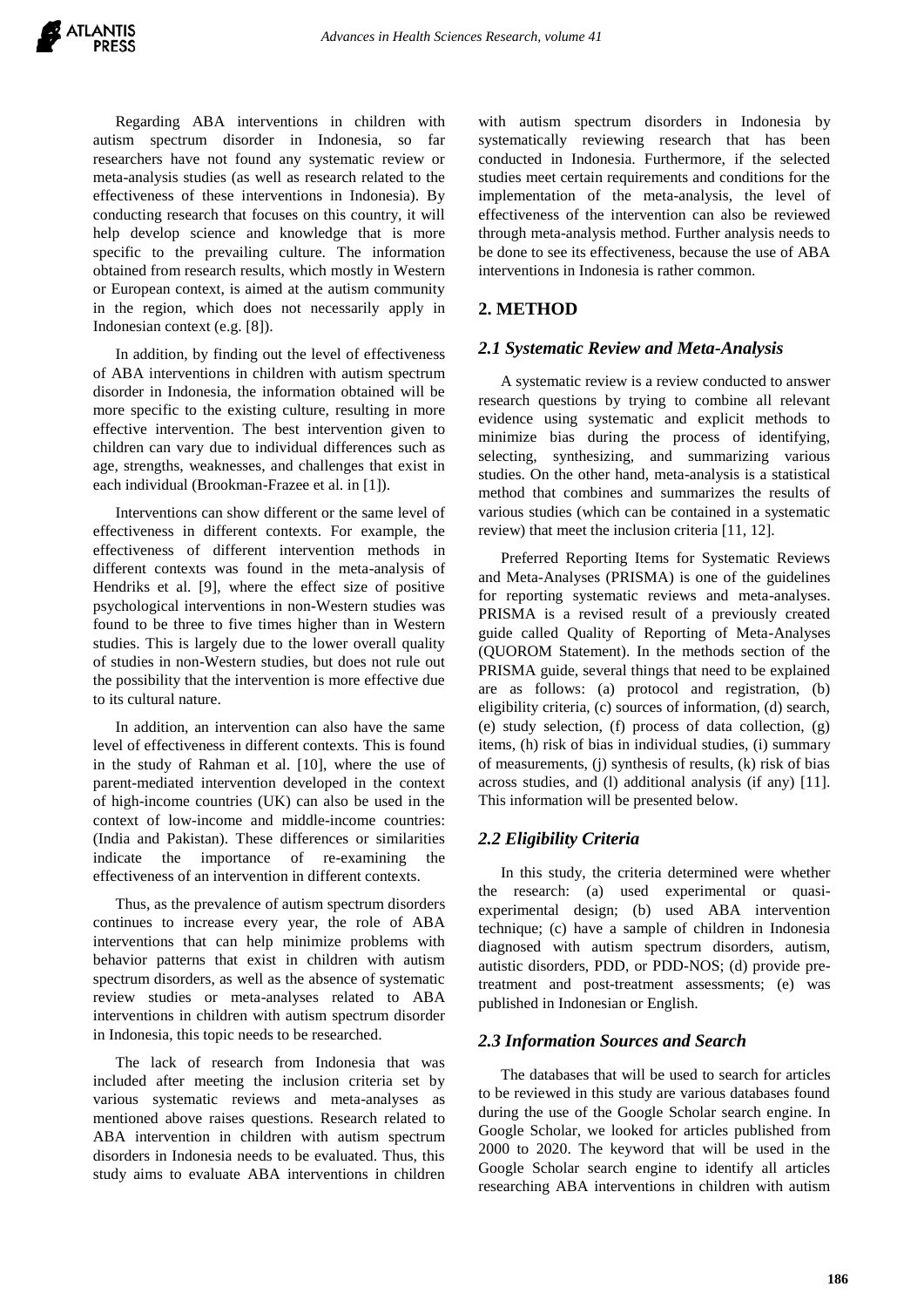Regarding ABA interventions in children with autism spectrum disorder in Indonesia, so far researchers have not found any systematic review or meta-analysis studies (as well as research related to the effectiveness of these interventions in Indonesia). By conducting research that focuses on this country, it will help develop science and knowledge that is more specific to the prevailing culture. The information obtained from research results, which mostly in Western or European context, is aimed at the autism community in the region, which does not necessarily apply in Indonesian context (e.g. [8]).

In addition, by finding out the level of effectiveness of ABA interventions in children with autism spectrum disorder in Indonesia, the information obtained will be more specific to the existing culture, resulting in more effective intervention. The best intervention given to children can vary due to individual differences such as age, strengths, weaknesses, and challenges that exist in each individual (Brookman-Frazee et al. in [1]).

Interventions can show different or the same level of effectiveness in different contexts. For example, the effectiveness of different intervention methods in different contexts was found in the meta-analysis of Hendriks et al. [9], where the effect size of positive psychological interventions in non-Western studies was found to be three to five times higher than in Western studies. This is largely due to the lower overall quality of studies in non-Western studies, but does not rule out the possibility that the intervention is more effective due to its cultural nature.

In addition, an intervention can also have the same level of effectiveness in different contexts. This is found in the study of Rahman et al. [10], where the use of parent-mediated intervention developed in the context of high-income countries (UK) can also be used in the context of low-income and middle-income countries: (India and Pakistan). These differences or similarities indicate the importance of re-examining the effectiveness of an intervention in different contexts.

Thus, as the prevalence of autism spectrum disorders continues to increase every year, the role of ABA interventions that can help minimize problems with behavior patterns that exist in children with autism spectrum disorders, as well as the absence of systematic review studies or meta-analyses related to ABA interventions in children with autism spectrum disorder in Indonesia, this topic needs to be researched.

The lack of research from Indonesia that was included after meeting the inclusion criteria set by various systematic reviews and meta-analyses as mentioned above raises questions. Research related to ABA intervention in children with autism spectrum disorders in Indonesia needs to be evaluated. Thus, this study aims to evaluate ABA interventions in children with autism spectrum disorders in Indonesia by systematically reviewing research that has been conducted in Indonesia. Furthermore, if the selected studies meet certain requirements and conditions for the implementation of the meta-analysis, the level of effectiveness of the intervention can also be reviewed through meta-analysis method. Further analysis needs to be done to see its effectiveness, because the use of ABA interventions in Indonesia is rather common.

## 2. METHOD

### 2.1 Systematic Review and Meta-Analysis

A systematic review is a review conducted to answer research questions by trying to combine all relevant evidence using systematic and explicit methods to minimize bias during the process of identifying, selecting, synthesizing, and summarizing various studies. On the other hand, meta-analysis is a statistical method that combines and summarizes the results of various studies (which can be contained in a systematic review) that meet the inclusion criteria [11, 12].

Preferred Reporting Items for Systematic Reviews and Meta-Analyses (PRISMA) is one of the guidelines for reporting systematic reviews and meta-analyses. PRISMA is a revised result of a previously created guide called Quality of Reporting of Meta-Analyses (QUOROM Statement). In the methods section of the PRISMA guide, several things that need to be explained are as follows: (a) protocol and registration, (b) eligibility criteria, (c) sources of information, (d) search, (e) study selection, (f) process of data collection, (g) items, (h) risk of bias in individual studies, (i) summary of measurements, (j) synthesis of results, (k) risk of bias across studies, and (l) additional analysis (if any) [11]. This information will be presented below.

### 2.2 Eligibility Criteria

In this study, the criteria determined were whether the research: (a) used experimental or quasi-experimental design; (b) used ABA intervention technique; (c) have a sample of children in Indonesia diagnosed with autism spectrum disorders, autism, autistic disorders, PDD, or PDD-NOS; (d) provide pre-treatment and post-treatment assessments; (e) was published in Indonesian or English.

### 2.3 Information Sources and Search

The databases that will be used to search for articles to be reviewed in this study are various databases found during the use of the Google Scholar search engine. In Google Scholar, we looked for articles published from 2000 to 2020. The keyword that will be used in the Google Scholar search engine to identify all articles researching ABA interventions in children with autism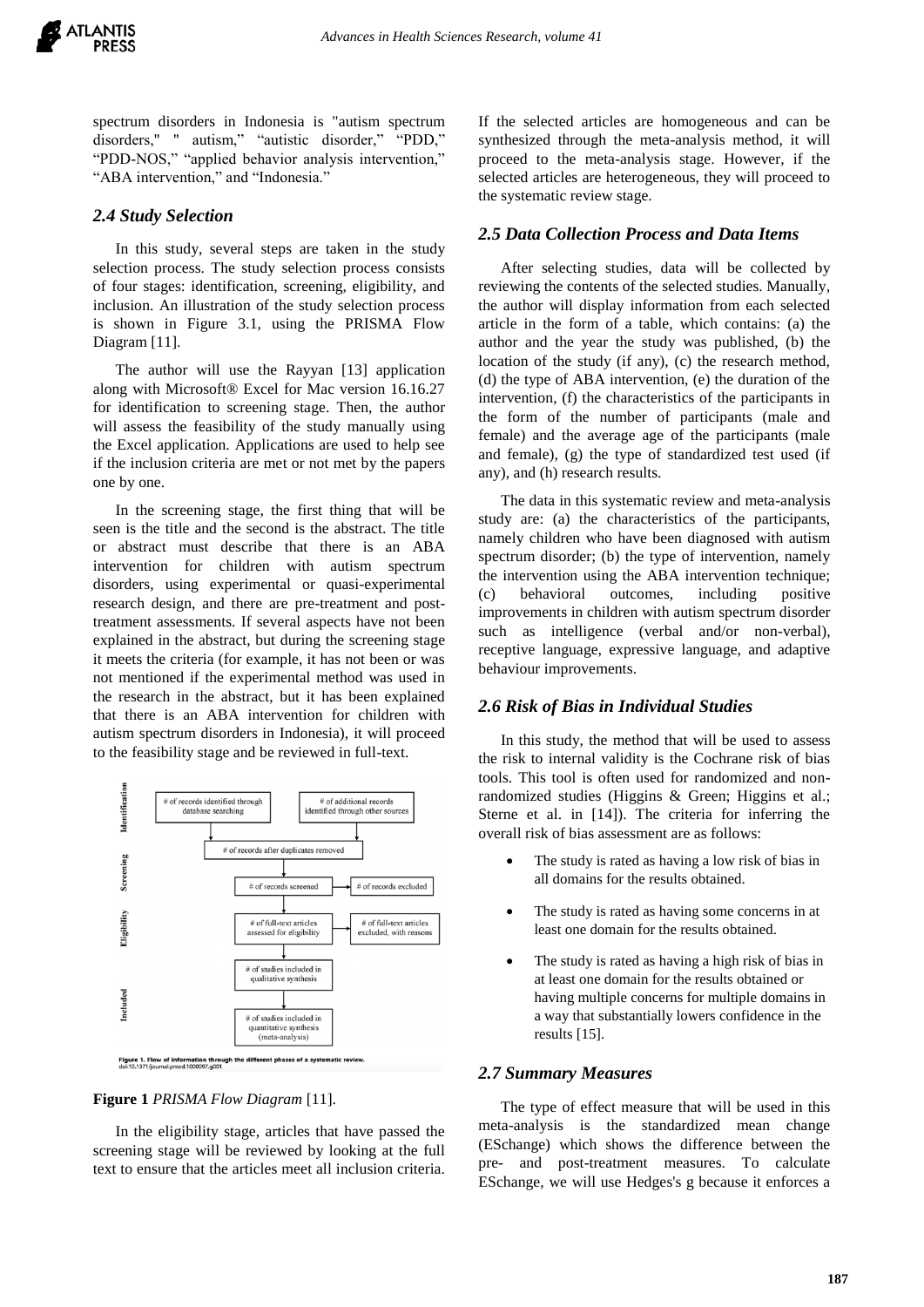spectrum disorders in Indonesia is "autism spectrum disorders," " autism," "autistic disorder," "PDD," "PDD-NOS," "applied behavior analysis intervention," "ABA intervention," and "Indonesia."

### 2.4 Study Selection

In this study, several steps are taken in the study selection process. The study selection process consists of four stages: identification, screening, eligibility, and inclusion. An illustration of the study selection process is shown in Figure 3.1, using the PRISMA Flow Diagram [11].

The author will use the Rayyan [13] application along with Microsoft® Excel for Mac version 16.16.27 for identification to screening stage. Then, the author will assess the feasibility of the study manually using the Excel application. Applications are used to help see if the inclusion criteria are met or not met by the papers one by one.

In the screening stage, the first thing that will be seen is the title and the second is the abstract. The title or abstract must describe that there is an ABA intervention for children with autism spectrum disorders, using experimental or quasi-experimental research design, and there are pre-treatment and post-treatment assessments. If several aspects have not been explained in the abstract, but during the screening stage it meets the criteria (for example, it has not been or was not mentioned if the experimental method was used in the research in the abstract, but it has been explained that there is an ABA intervention for children with autism spectrum disorders in Indonesia), it will proceed to the feasibility stage and be reviewed in full-text.

**Figure 1** *PRISMA Flow Diagram* [11].

In the eligibility stage, articles that have passed the screening stage will be reviewed by looking at the full text to ensure that the articles meet all inclusion criteria. If the selected articles are homogeneous and can be synthesized through the meta-analysis method, it will proceed to the meta-analysis stage. However, if the selected articles are heterogeneous, they will proceed to the systematic review stage.

### 2.5 Data Collection Process and Data Items

After selecting studies, data will be collected by reviewing the contents of the selected studies. Manually, the author will display information from each selected article in the form of a table, which contains: (a) the author and the year the study was published, (b) the location of the study (if any), (c) the research method, (d) the type of ABA intervention, (e) the duration of the intervention, (f) the characteristics of the participants in the form of the number of participants (male and female) and the average age of the participants (male and female), (g) the type of standardized test used (if any), and (h) research results.

The data in this systematic review and meta-analysis study are: (a) the characteristics of the participants, namely children who have been diagnosed with autism spectrum disorder; (b) the type of intervention, namely the intervention using the ABA intervention technique; (c) behavioral outcomes, including positive improvements in children with autism spectrum disorder such as intelligence (verbal and/or non-verbal), receptive language, expressive language, and adaptive behaviour improvements.

### 2.6 Risk of Bias in Individual Studies

In this study, the method that will be used to assess the risk to internal validity is the Cochrane risk of bias tools. This tool is often used for randomized and non-randomized studies (Higgins & Green; Higgins et al.; Sterne et al. in [14]). The criteria for inferring the overall risk of bias assessment are as follows:

- The study is rated as having a low risk of bias in all domains for the results obtained.
- The study is rated as having some concerns in at least one domain for the results obtained.
- The study is rated as having a high risk of bias in at least one domain for the results obtained or having multiple concerns for multiple domains in a way that substantially lowers confidence in the results [15].

### 2.7 Summary Measures

The type of effect measure that will be used in this meta-analysis is the standardized mean change (ESchange) which shows the difference between the pre- and post-treatment measures. To calculate ESchange, we will use Hedges's g because it enforces a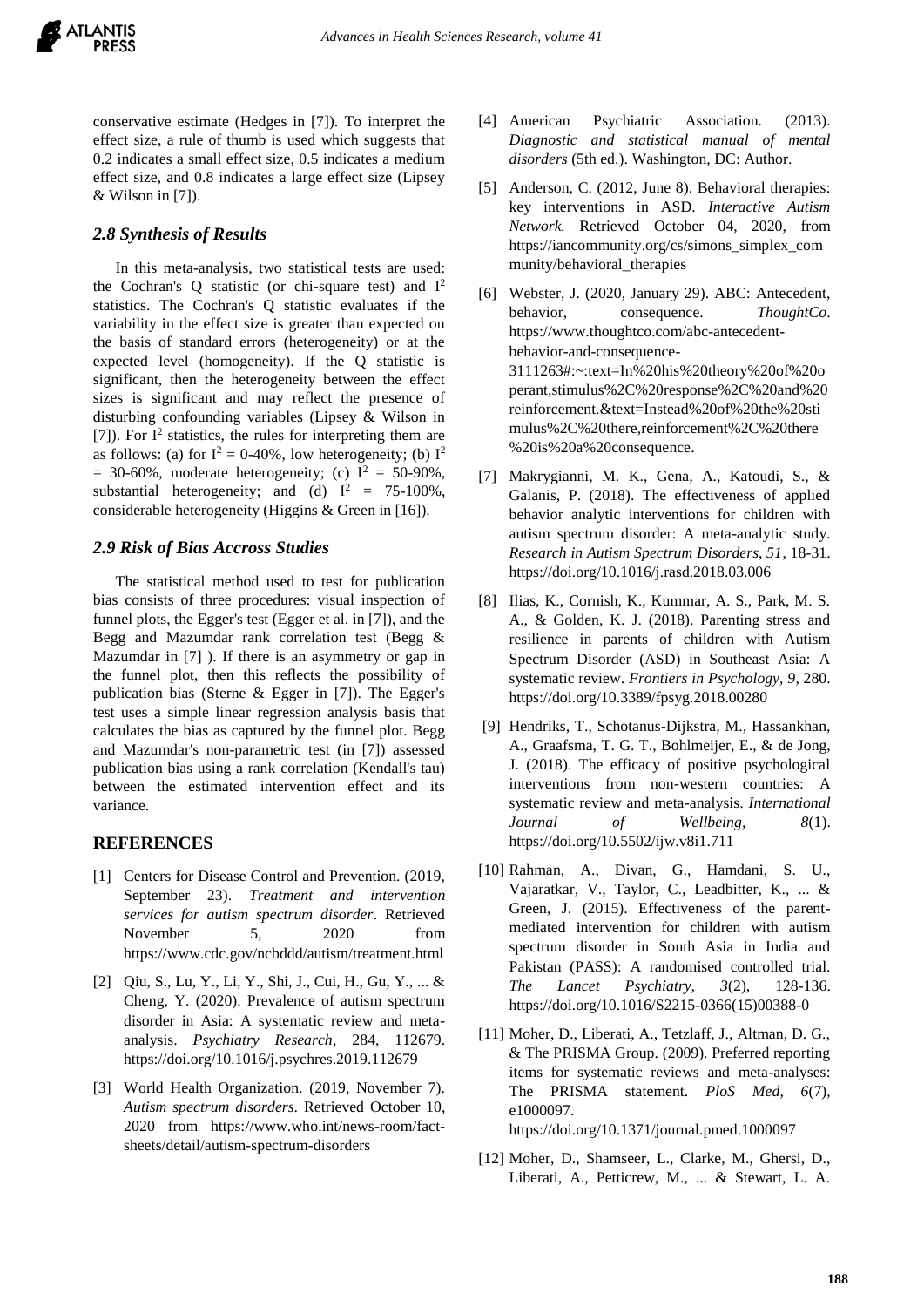conservative estimate (Hedges in [7]). To interpret the effect size, a rule of thumb is used which suggests that 0.2 indicates a small effect size, 0.5 indicates a medium effect size, and 0.8 indicates a large effect size (Lipsey & Wilson in [7]).

### *2.8 Synthesis of Results*

In this meta-analysis, two statistical tests are used: the Cochran's Q statistic (or chi-square test) and $I^2$ statistics. The Cochran's Q statistic evaluates if the variability in the effect size is greater than expected on the basis of standard errors (heterogeneity) or at the expected level (homogeneity). If the Q statistic is significant, then the heterogeneity between the effect sizes is significant and may reflect the presence of disturbing confounding variables (Lipsey & Wilson in [7]). For $I^2$ statistics, the rules for interpreting them are as follows: (a) for $I^2$ = 0-40%, low heterogeneity; (b) $I^2$ = 30-60%, moderate heterogeneity; (c) $I^2$ = 50-90%, substantial heterogeneity; and (d) $I^2$ = 75-100%, considerable heterogeneity (Higgins & Green in [16]).

### *2.9 Risk of Bias Accross Studies*

The statistical method used to test for publication bias consists of three procedures: visual inspection of funnel plots, the Egger's test (Egger et al. in [7]), and the Begg and Mazumdar rank correlation test (Begg & Mazumdar in [7] ). If there is an asymmetry or gap in the funnel plot, then this reflects the possibility of publication bias (Sterne & Egger in [7]). The Egger's test uses a simple linear regression analysis basis that calculates the bias as captured by the funnel plot. Begg and Mazumdar's non-parametric test (in [7]) assessed publication bias using a rank correlation (Kendall's tau) between the estimated intervention effect and its variance.

## REFERENCES

[1] Centers for Disease Control and Prevention. (2019, September 23). *Treatment and intervention services for autism spectrum disorder*. Retrieved November 5, 2020 from https://www.cdc.gov/ncbddd/autism/treatment.html

[2] Qiu, S., Lu, Y., Li, Y., Shi, J., Cui, H., Gu, Y., ... & Cheng, Y. (2020). Prevalence of autism spectrum disorder in Asia: A systematic review and meta-analysis. *Psychiatry Research*, 284, 112679. https://doi.org/10.1016/j.psychres.2019.112679

[3] World Health Organization. (2019, November 7). *Autism spectrum disorders*. Retrieved October 10, 2020 from https://www.who.int/news-room/fact-sheets/detail/autism-spectrum-disorders

[4] American Psychiatric Association. (2013). *Diagnostic and statistical manual of mental disorders* (5th ed.). Washington, DC: Author.

[5] Anderson, C. (2012, June 8). Behavioral therapies: key interventions in ASD. *Interactive Autism Network.* Retrieved October 04, 2020, from https://iancommunity.org/cs/simons_simplex_community/behavioral_therapies

[6] Webster, J. (2020, January 29). ABC: Antecedent, behavior, consequence. *ThoughtCo*. https://www.thoughtco.com/abc-antecedent-behavior-and-consequence-3111263#:~:text=In%20his%20theory%20of%20operant,stimulus%2C%20response%2C%20and%20reinforcement.&text=Instead%20of%20the%20stimulus%2C%20there,reinforcement%2C%20there%20is%20a%20consequence.

[7] Makrygianni, M. K., Gena, A., Katoudi, S., & Galanis, P. (2018). The effectiveness of applied behavior analytic interventions for children with autism spectrum disorder: A meta-analytic study. *Research in Autism Spectrum Disorders, 51*, 18-31. https://doi.org/10.1016/j.rasd.2018.03.006

[8] Ilias, K., Cornish, K., Kummar, A. S., Park, M. S. A., & Golden, K. J. (2018). Parenting stress and resilience in parents of children with Autism Spectrum Disorder (ASD) in Southeast Asia: A systematic review. *Frontiers in Psychology, 9*, 280. https://doi.org/10.3389/fpsyg.2018.00280

[9] Hendriks, T., Schotanus-Dijkstra, M., Hassankhan, A., Graafsma, T. G. T., Bohlmeijer, E., & de Jong, J. (2018). The efficacy of positive psychological interventions from non-western countries: A systematic review and meta-analysis. *International Journal of Wellbeing*, *8*(1). https://doi.org/10.5502/ijw.v8i1.711

[10] Rahman, A., Divan, G., Hamdani, S. U., Vajaratkar, V., Taylor, C., Leadbitter, K., ... & Green, J. (2015). Effectiveness of the parent-mediated intervention for children with autism spectrum disorder in South Asia in India and Pakistan (PASS): A randomised controlled trial. *The Lancet Psychiatry, 3*(2), 128-136. https://doi.org/10.1016/S2215-0366(15)00388-0

[11] Moher, D., Liberati, A., Tetzlaff, J., Altman, D. G., & The PRISMA Group. (2009). Preferred reporting items for systematic reviews and meta-analyses: The PRISMA statement. *PloS Med, 6*(7), e1000097. https://doi.org/10.1371/journal.pmed.1000097

[12] Moher, D., Shamseer, L., Clarke, M., Ghersi, D., Liberati, A., Petticrew, M., ... & Stewart, L. A.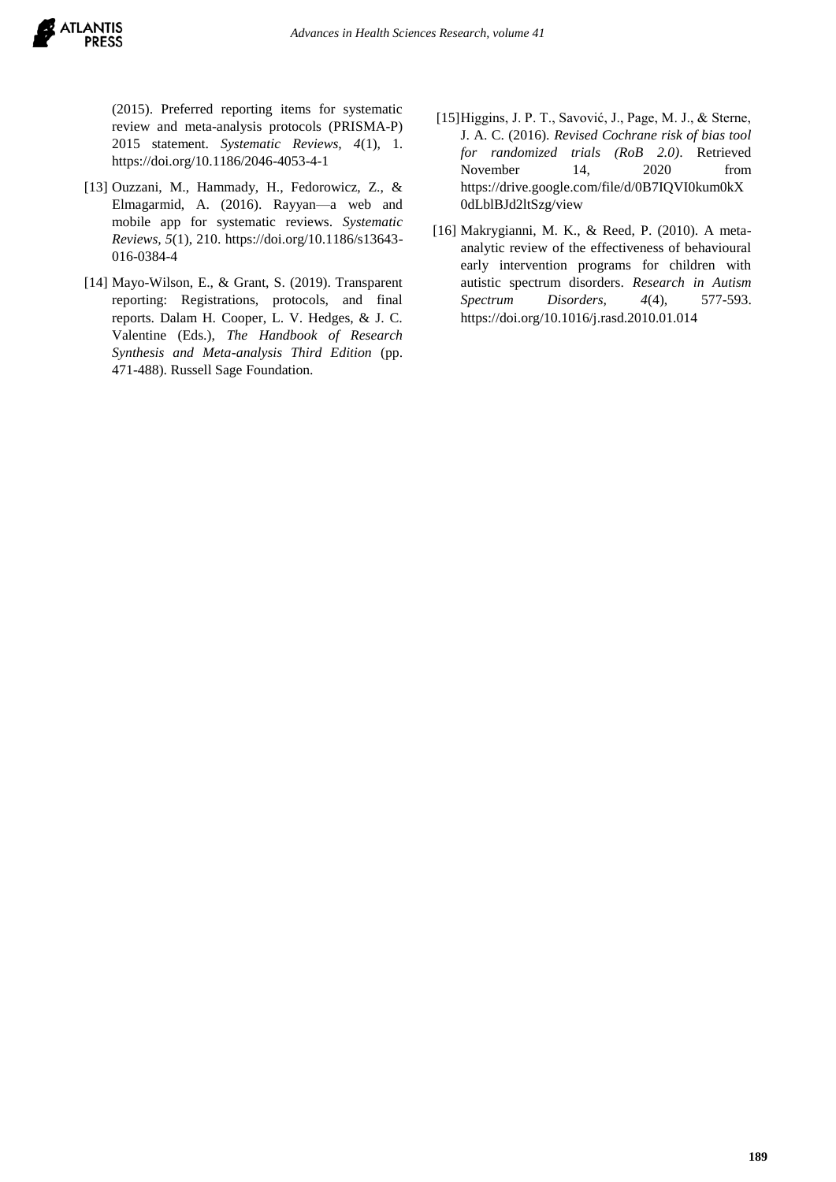(2015). Preferred reporting items for systematic review and meta-analysis protocols (PRISMA-P) 2015 statement. *Systematic Reviews, 4*(1), 1. https://doi.org/10.1186/2046-4053-4-1

[13] Ouzzani, M., Hammady, H., Fedorowicz, Z., & Elmagarmid, A. (2016). Rayyan—a web and mobile app for systematic reviews. *Systematic Reviews, 5*(1), 210. https://doi.org/10.1186/s13643-016-0384-4

[14] Mayo-Wilson, E., & Grant, S. (2019). Transparent reporting: Registrations, protocols, and final reports. Dalam H. Cooper, L. V. Hedges, & J. C. Valentine (Eds.), *The Handbook of Research Synthesis and Meta-analysis Third Edition* (pp. 471-488). Russell Sage Foundation.

[15] Higgins, J. P. T., Savović, J., Page, M. J., & Sterne, J. A. C. (2016). *Revised Cochrane risk of bias tool for randomized trials (RoB 2.0)*. Retrieved November 14, 2020 from https://drive.google.com/file/d/0B7IQVI0kum0kX0dLblBJd2ltSzg/view

[16] Makrygianni, M. K., & Reed, P. (2010). A meta-analytic review of the effectiveness of behavioural early intervention programs for children with autistic spectrum disorders. *Research in Autism Spectrum Disorders, 4*(4), 577-593. https://doi.org/10.1016/j.rasd.2010.01.014